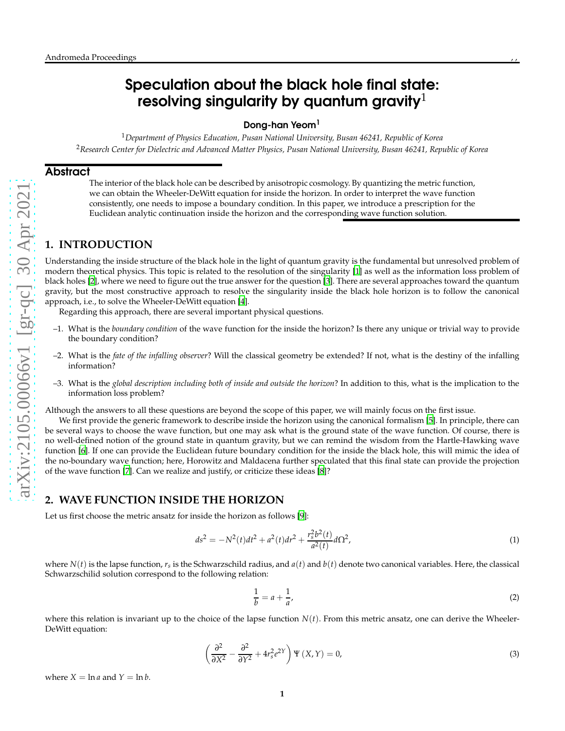# Speculation about the black hole final state: resolving singularity by quantum gravity[1]

**Dong-han Yeom[1]**

[1]*Department of Physics Education, Pusan National University, Busan 46241, Republic of Korea*
[2]*Research Center for Dielectric and Advanced Matter Physics, Pusan National University, Busan 46241, Republic of Korea*

## Abstract

The interior of the black hole can be described by anisotropic cosmology. By quantizing the metric function, we can obtain the Wheeler-DeWitt equation for inside the horizon. In order to interpret the wave function consistently, one needs to impose a boundary condition. In this paper, we introduce a prescription for the Euclidean analytic continuation inside the horizon and the corresponding wave function solution.

## 1. INTRODUCTION

Understanding the inside structure of the black hole in the light of quantum gravity is the fundamental but unresolved problem of modern theoretical physics. This topic is related to the resolution of the singularity [1] as well as the information loss problem of black holes [2], where we need to figure out the true answer for the question [3]. There are several approaches toward the quantum gravity, but the most constructive approach to resolve the singularity inside the black hole horizon is to follow the canonical approach, i.e., to solve the Wheeler-DeWitt equation [4].

Regarding this approach, there are several important physical questions.

- –1. What is the *boundary condition* of the wave function for the inside the horizon? Is there any unique or trivial way to provide the boundary condition?
- –2. What is the *fate of the infalling observer*? Will the classical geometry be extended? If not, what is the destiny of the infalling information?
- –3. What is the *global description including both of inside and outside the horizon*? In addition to this, what is the implication to the information loss problem?

Although the answers to all these questions are beyond the scope of this paper, we will mainly focus on the first issue.

We first provide the generic framework to describe inside the horizon using the canonical formalism [5]. In principle, there can be several ways to choose the wave function, but one may ask what is the ground state of the wave function. Of course, there is no well-defined notion of the ground state in quantum gravity, but we can remind the wisdom from the Hartle-Hawking wave function [6]. If one can provide the Euclidean future boundary condition for the inside the black hole, this will mimic the idea of the no-boundary wave function; here, Horowitz and Maldacena further speculated that this final state can provide the projection of the wave function [7]. Can we realize and justify, or criticize these ideas [8]?

## 2. WAVE FUNCTION INSIDE THE HORIZON

Let us first choose the metric ansatz for inside the horizon as follows [9]:

$$ds^2 = -N^2(t)dt^2 + a^2(t)dr^2 + \frac{r_s^2 b^2(t)}{a^2(t)} d\Omega^2, \tag{1}$$

where $N(t)$ is the lapse function, $r_s$ is the Schwarzschild radius, and $a(t)$ and $b(t)$ denote two canonical variables. Here, the classical Schwarzschilid solution correspond to the following relation:

$$\frac{1}{b} = a + \frac{1}{a}, \tag{2}$$

where this relation is invariant up to the choice of the lapse function $N(t)$. From this metric ansatz, one can derive the Wheeler-DeWitt equation:

$$\left( \frac{\partial^2}{\partial X^2} - \frac{\partial^2}{\partial Y^2} + 4 r_s^2 e^{2Y} \right) \Psi(X, Y) = 0, \tag{3}$$

where $X = \ln a$ and $Y = \ln b$.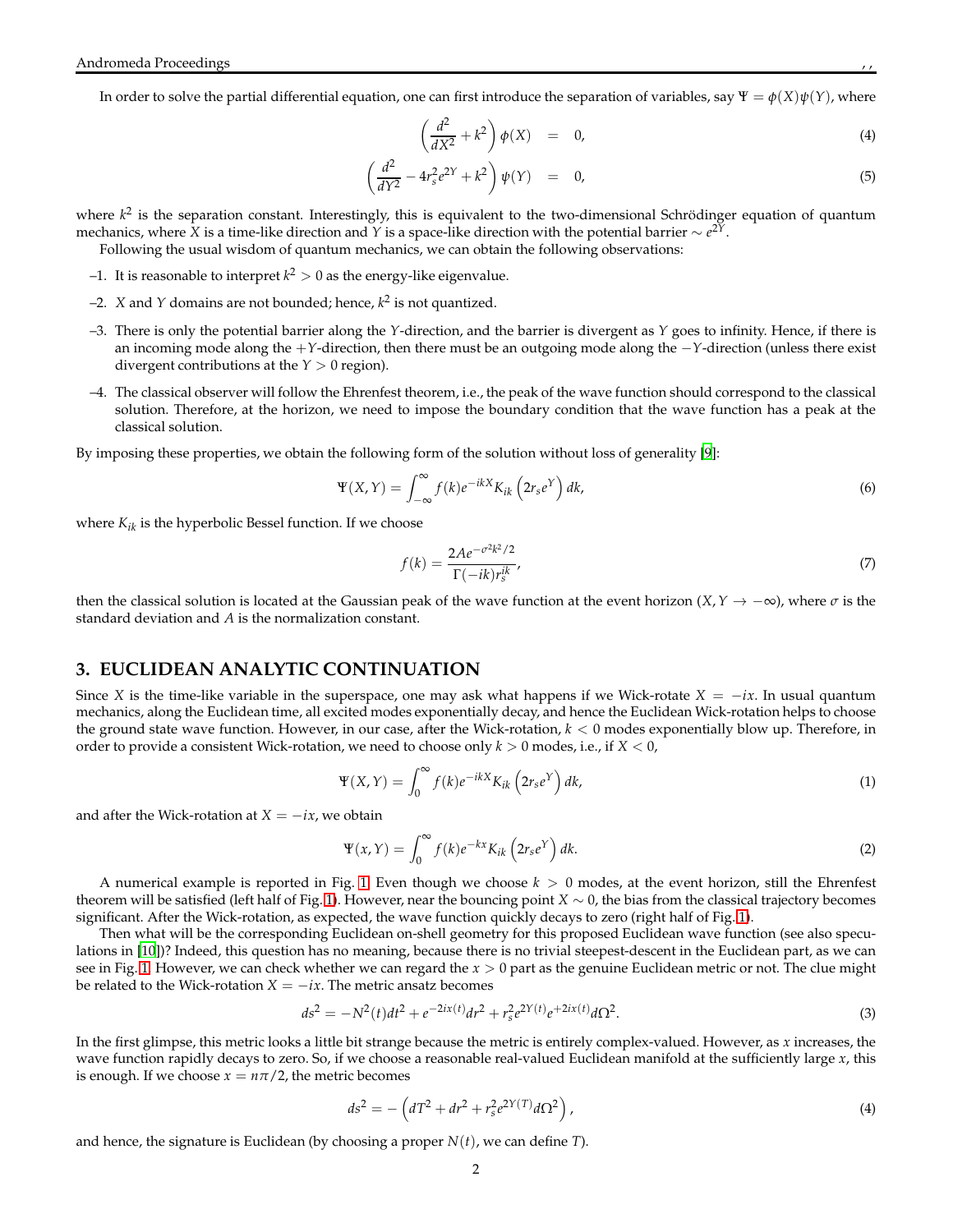In order to solve the partial differential equation, one can first introduce the separation of variables, say $\Psi = \phi(X)\psi(Y)$, where

$$\left(\frac{d^2}{dX^2} + k^2\right)\phi(X) = 0, \tag{4}$$

$$\left(\frac{d^2}{dY^2} - 4r_s^2 e^{2Y} + k^2\right)\psi(Y) = 0, \tag{5}$$

where $k^2$ is the separation constant. Interestingly, this is equivalent to the two-dimensional Schrödinger equation of quantum mechanics, where $X$ is a time-like direction and $Y$ is a space-like direction with the potential barrier $\sim e^{2Y}$.

Following the usual wisdom of quantum mechanics, we can obtain the following observations:

–1. It is reasonable to interpret $k^2 > 0$ as the energy-like eigenvalue.

–2. $X$ and $Y$ domains are not bounded; hence, $k^2$ is not quantized.

–3. There is only the potential barrier along the $Y$-direction, and the barrier is divergent as $Y$ goes to infinity. Hence, if there is an incoming mode along the $+Y$-direction, then there must be an outgoing mode along the $-Y$-direction (unless there exist divergent contributions at the $Y > 0$ region).

–4. The classical observer will follow the Ehrenfest theorem, i.e., the peak of the wave function should correspond to the classical solution. Therefore, at the horizon, we need to impose the boundary condition that the wave function has a peak at the classical solution.

By imposing these properties, we obtain the following form of the solution without loss of generality [9]:

$$\Psi(X, Y) = \int_{-\infty}^{\infty} f(k) e^{-ikX} K_{ik}\left(2r_s e^Y\right) dk, \tag{6}$$

where $K_{ik}$ is the hyperbolic Bessel function. If we choose

$$f(k) = \frac{2Ae^{-\sigma^2 k^2/2}}{\Gamma(-ik) r_s^{ik}}, \tag{7}$$

then the classical solution is located at the Gaussian peak of the wave function at the event horizon ($X, Y \to -\infty$), where $\sigma$ is the standard deviation and $A$ is the normalization constant.

## 3. EUCLIDEAN ANALYTIC CONTINUATION

Since $X$ is the time-like variable in the superspace, one may ask what happens if we Wick-rotate $X = -ix$. In usual quantum mechanics, along the Euclidean time, all excited modes exponentially decay, and hence the Euclidean Wick-rotation helps to choose the ground state wave function. However, in our case, after the Wick-rotation, $k < 0$ modes exponentially blow up. Therefore, in order to provide a consistent Wick-rotation, we need to choose only $k > 0$ modes, i.e., if $X < 0$,

$$\Psi(X, Y) = \int_{0}^{\infty} f(k) e^{-ikX} K_{ik}\left(2r_s e^Y\right) dk, \tag{1}$$

and after the Wick-rotation at $X = -ix$, we obtain

$$\Psi(x, Y) = \int_{0}^{\infty} f(k) e^{-kx} K_{ik}\left(2r_s e^Y\right) dk. \tag{2}$$

A numerical example is reported in Fig. 1. Even though we choose $k > 0$ modes, at the event horizon, still the Ehrenfest theorem will be satisfied (left half of Fig. 1). However, near the bouncing point $X \sim 0$, the bias from the classical trajectory becomes significant. After the Wick-rotation, as expected, the wave function quickly decays to zero (right half of Fig. 1).

Then what will be the corresponding Euclidean on-shell geometry for this proposed Euclidean wave function (see also speculations in [10])? Indeed, this question has no meaning, because there is no trivial steepest-descent in the Euclidean part, as we can see in Fig. 1. However, we can check whether we can regard the $x > 0$ part as the genuine Euclidean metric or not. The clue might be related to the Wick-rotation $X = -ix$. The metric ansatz becomes

$$ds^2 = -N^2(t)dt^2 + e^{-2ix(t)}dr^2 + r_s^2 e^{2Y(t)} e^{+2ix(t)} d\Omega^2. \tag{3}$$

In the first glimpse, this metric looks a little bit strange because the metric is entirely complex-valued. However, as $x$ increases, the wave function rapidly decays to zero. So, if we choose a reasonable real-valued Euclidean manifold at the sufficiently large $x$, this is enough. If we choose $x = n\pi/2$, the metric becomes

$$ds^2 = -\left(dT^2 + dr^2 + r_s^2 e^{2Y(T)} d\Omega^2\right), \tag{4}$$

and hence, the signature is Euclidean (by choosing a proper $N(t)$, we can define $T$).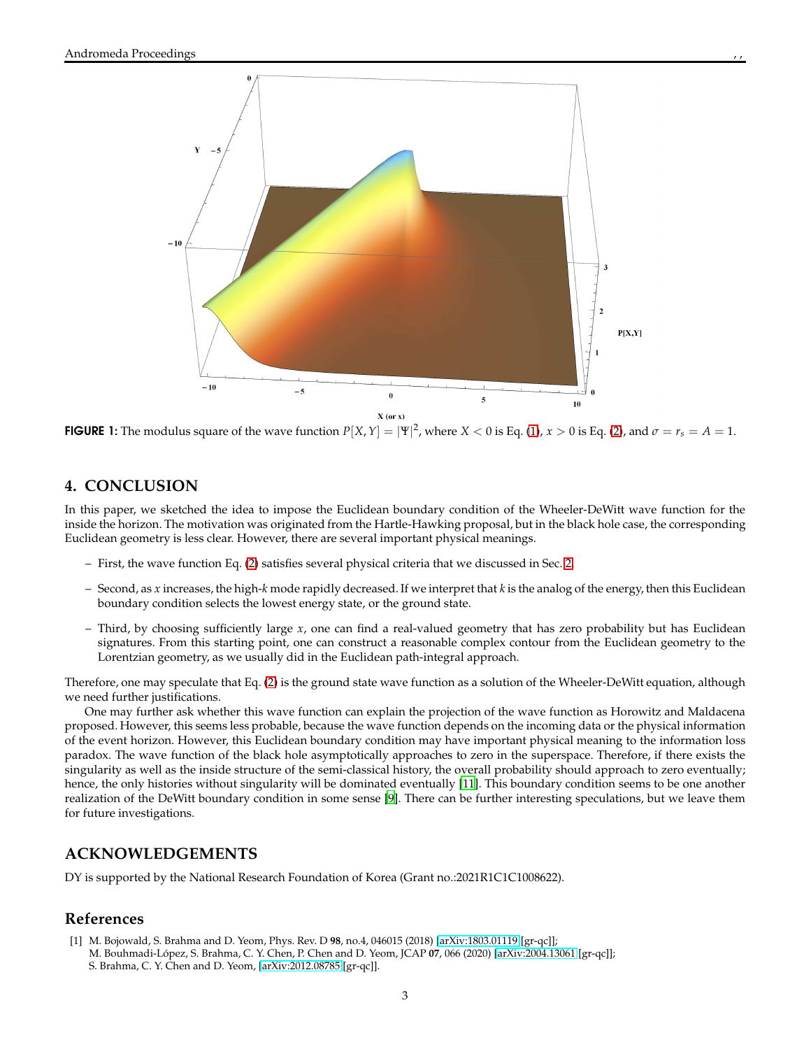**FIGURE 1:** The modulus square of the wave function $P[X, Y] = |\Psi|^2$, where $X < 0$ is Eq. (1), $x > 0$ is Eq. (2), and $\sigma = r_s = A = 1$.

## 4. CONCLUSION

In this paper, we sketched the idea to impose the Euclidean boundary condition of the Wheeler-DeWitt wave function for the inside the horizon. The motivation was originated from the Hartle-Hawking proposal, but in the black hole case, the corresponding Euclidean geometry is less clear. However, there are several important physical meanings.

- First, the wave function Eq. (2) satisfies several physical criteria that we discussed in Sec. 2.
- Second, as $x$ increases, the high-$k$ mode rapidly decreased. If we interpret that $k$ is the analog of the energy, then this Euclidean boundary condition selects the lowest energy state, or the ground state.
- Third, by choosing sufficiently large $x$, one can find a real-valued geometry that has zero probability but has Euclidean signatures. From this starting point, one can construct a reasonable complex contour from the Euclidean geometry to the Lorentzian geometry, as we usually did in the Euclidean path-integral approach.

Therefore, one may speculate that Eq. (2) is the ground state wave function as a solution of the Wheeler-DeWitt equation, although we need further justifications.

One may further ask whether this wave function can explain the projection of the wave function as Horowitz and Maldacena proposed. However, this seems less probable, because the wave function depends on the incoming data or the physical information of the event horizon. However, this Euclidean boundary condition may have important physical meaning to the information loss paradox. The wave function of the black hole asymptotically approaches to zero in the superspace. Therefore, if there exists the singularity as well as the inside structure of the semi-classical history, the overall probability should approach to zero eventually; hence, the only histories without singularity will be dominated eventually [11]. This boundary condition seems to be one another realization of the DeWitt boundary condition in some sense [9]. There can be further interesting speculations, but we leave them for future investigations.

## ACKNOWLEDGEMENTS

DY is supported by the National Research Foundation of Korea (Grant no.:2021R1C1C1008622).

## References

[1] M. Bojowald, S. Brahma and D. Yeom, Phys. Rev. D **98**, no.4, 046015 (2018) [arXiv:1803.01119 [gr-qc]]; M. Bouhmadi-López, S. Brahma, C. Y. Chen, P. Chen and D. Yeom, JCAP **07**, 066 (2020) [arXiv:2004.13061 [gr-qc]]; S. Brahma, C. Y. Chen and D. Yeom, [arXiv:2012.08785 [gr-qc]].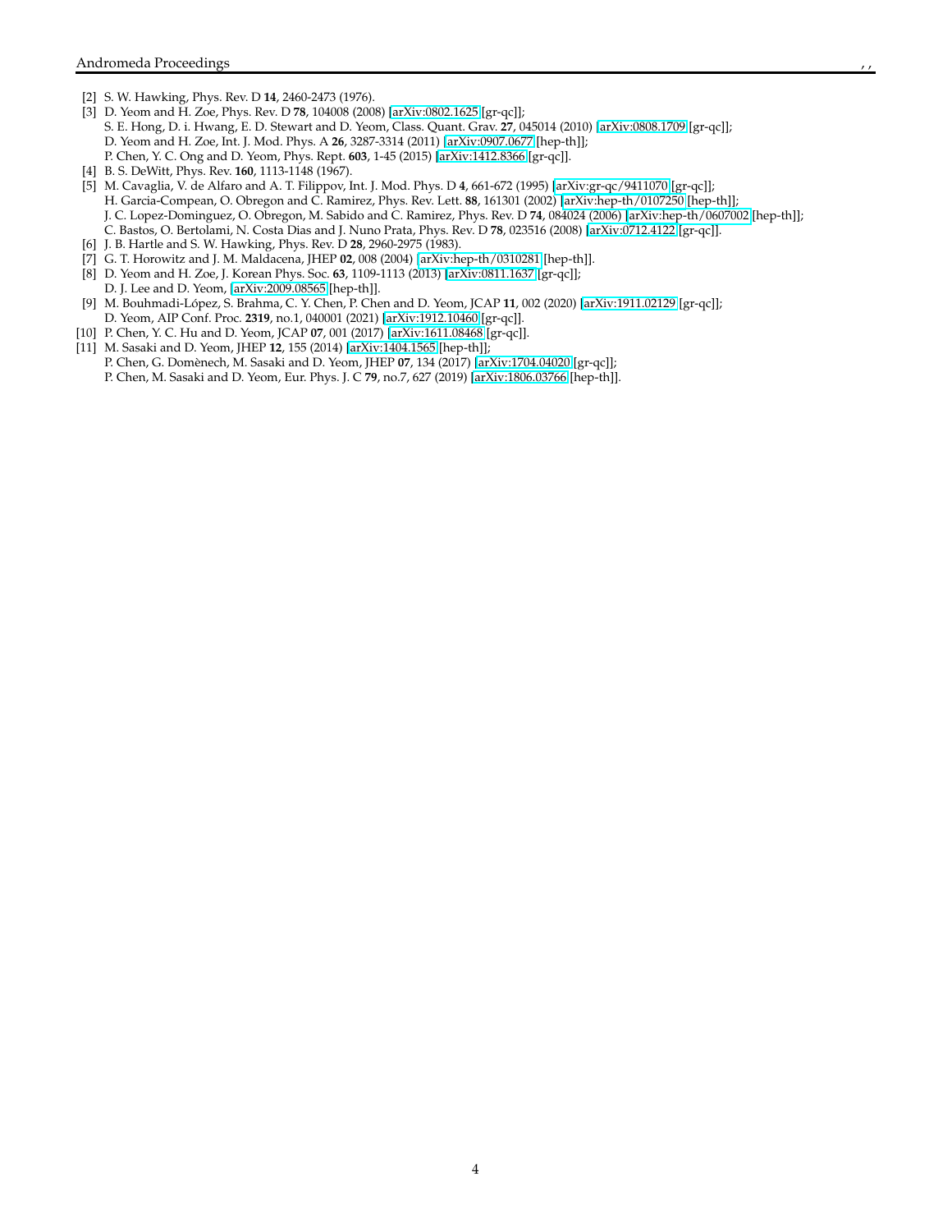[2] S. W. Hawking, Phys. Rev. D **14**, 2460-2473 (1976).

[3] D. Yeom and H. Zoe, Phys. Rev. D **78**, 104008 (2008) [arXiv:0802.1625 [gr-qc]];
S. E. Hong, D. i. Hwang, E. D. Stewart and D. Yeom, Class. Quant. Grav. **27**, 045014 (2010) [arXiv:0808.1709 [gr-qc]];
D. Yeom and H. Zoe, Int. J. Mod. Phys. A **26**, 3287-3314 (2011) [arXiv:0907.0677 [hep-th]];
P. Chen, Y. C. Ong and D. Yeom, Phys. Rept. **603**, 1-45 (2015) [arXiv:1412.8366 [gr-qc]].

[4] B. S. DeWitt, Phys. Rev. **160**, 1113-1148 (1967).

[5] M. Cavaglia, V. de Alfaro and A. T. Filippov, Int. J. Mod. Phys. D **4**, 661-672 (1995) [arXiv:gr-qc/9411070 [gr-qc]];
H. Garcia-Compean, O. Obregon and C. Ramirez, Phys. Rev. Lett. **88**, 161301 (2002) [arXiv:hep-th/0107250 [hep-th]];
J. C. Lopez-Dominguez, O. Obregon, M. Sabido and C. Ramirez, Phys. Rev. D **74**, 084024 (2006) [arXiv:hep-th/0607002 [hep-th]];
C. Bastos, O. Bertolami, N. Costa Dias and J. Nuno Prata, Phys. Rev. D **78**, 023516 (2008) [arXiv:0712.4122 [gr-qc]].

[6] J. B. Hartle and S. W. Hawking, Phys. Rev. D **28**, 2960-2975 (1983).

[7] G. T. Horowitz and J. M. Maldacena, JHEP **02**, 008 (2004) [arXiv:hep-th/0310281 [hep-th]].

[8] D. Yeom and H. Zoe, J. Korean Phys. Soc. **63**, 1109-1113 (2013) [arXiv:0811.1637 [gr-qc]];
D. J. Lee and D. Yeom, [arXiv:2009.08565 [hep-th]].

[9] M. Bouhmadi-López, S. Brahma, C. Y. Chen, P. Chen and D. Yeom, JCAP **11**, 002 (2020) [arXiv:1911.02129 [gr-qc]];
D. Yeom, AIP Conf. Proc. **2319**, no.1, 040001 (2021) [arXiv:1912.10460 [gr-qc]].

[10] P. Chen, Y. C. Hu and D. Yeom, JCAP **07**, 001 (2017) [arXiv:1611.08468 [gr-qc]].

[11] M. Sasaki and D. Yeom, JHEP **12**, 155 (2014) [arXiv:1404.1565 [hep-th]];
P. Chen, G. Domènech, M. Sasaki and D. Yeom, JHEP **07**, 134 (2017) [arXiv:1704.04020 [gr-qc]];
P. Chen, M. Sasaki and D. Yeom, Eur. Phys. J. C **79**, no.7, 627 (2019) [arXiv:1806.03766 [hep-th]].